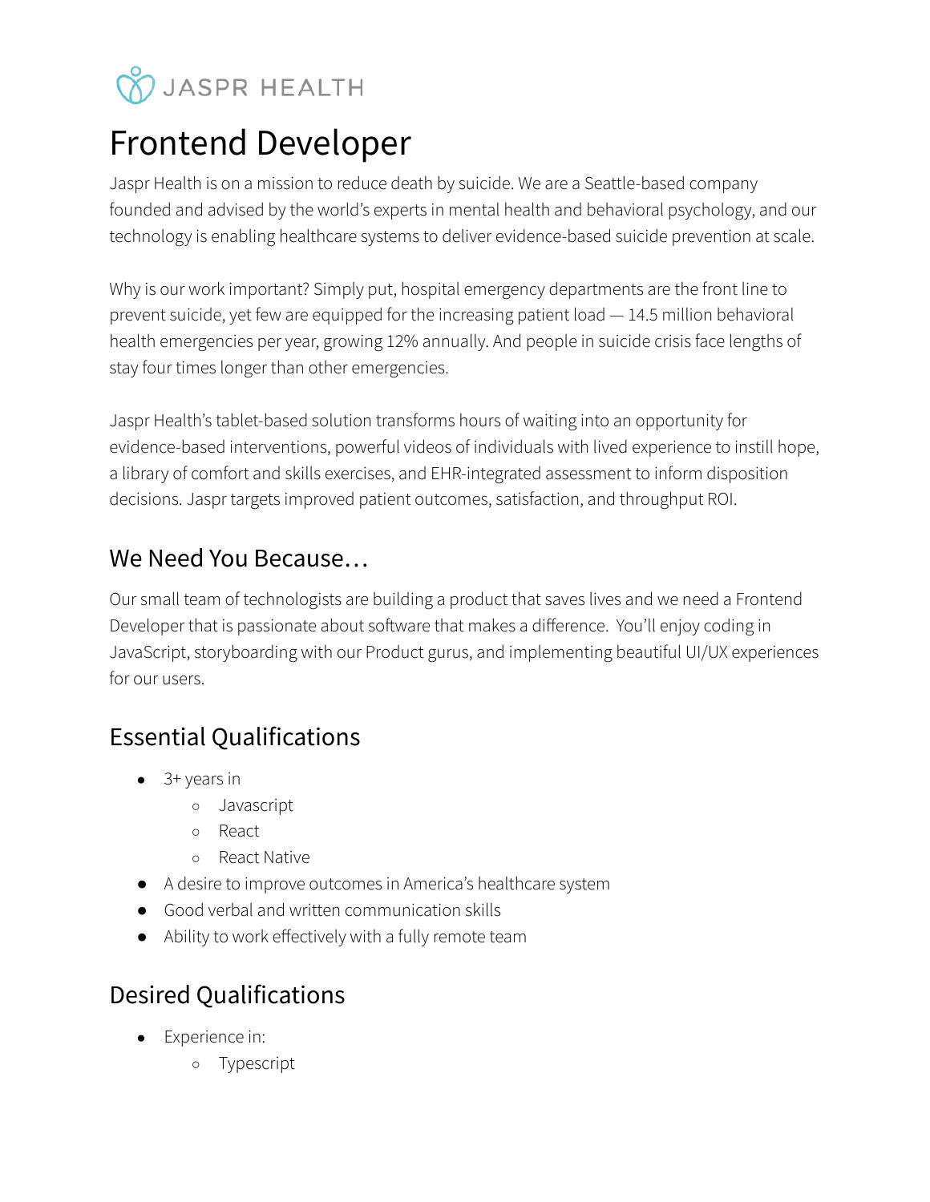JASPR HEALTH

# Frontend Developer

Jaspr Health is on a mission to reduce death by suicide. We are a Seattle-based company founded and advised by the world's experts in mental health and behavioral psychology, and our technology is enabling healthcare systems to deliver evidence-based suicide prevention at scale.

Why is our work important? Simply put, hospital emergency departments are the front line to prevent suicide, yet few are equipped for the increasing patient load — 14.5 million behavioral health emergencies per year, growing 12% annually. And people in suicide crisis face lengths of stay four times longer than other emergencies.

Jaspr Health's tablet-based solution transforms hours of waiting into an opportunity for evidence-based interventions, powerful videos of individuals with lived experience to instill hope, a library of comfort and skills exercises, and EHR-integrated assessment to inform disposition decisions. Jaspr targets improved patient outcomes, satisfaction, and throughput ROI.

## We Need You Because…

Our small team of technologists are building a product that saves lives and we need a Frontend Developer that is passionate about software that makes a difference. You'll enjoy coding in JavaScript, storyboarding with our Product gurus, and implementing beautiful UI/UX experiences for our users.

## Essential Qualifications

- 3+ years in
  - Javascript
  - React
  - React Native
- A desire to improve outcomes in America's healthcare system
- Good verbal and written communication skills
- Ability to work effectively with a fully remote team

## Desired Qualifications

- Experience in:
  - Typescript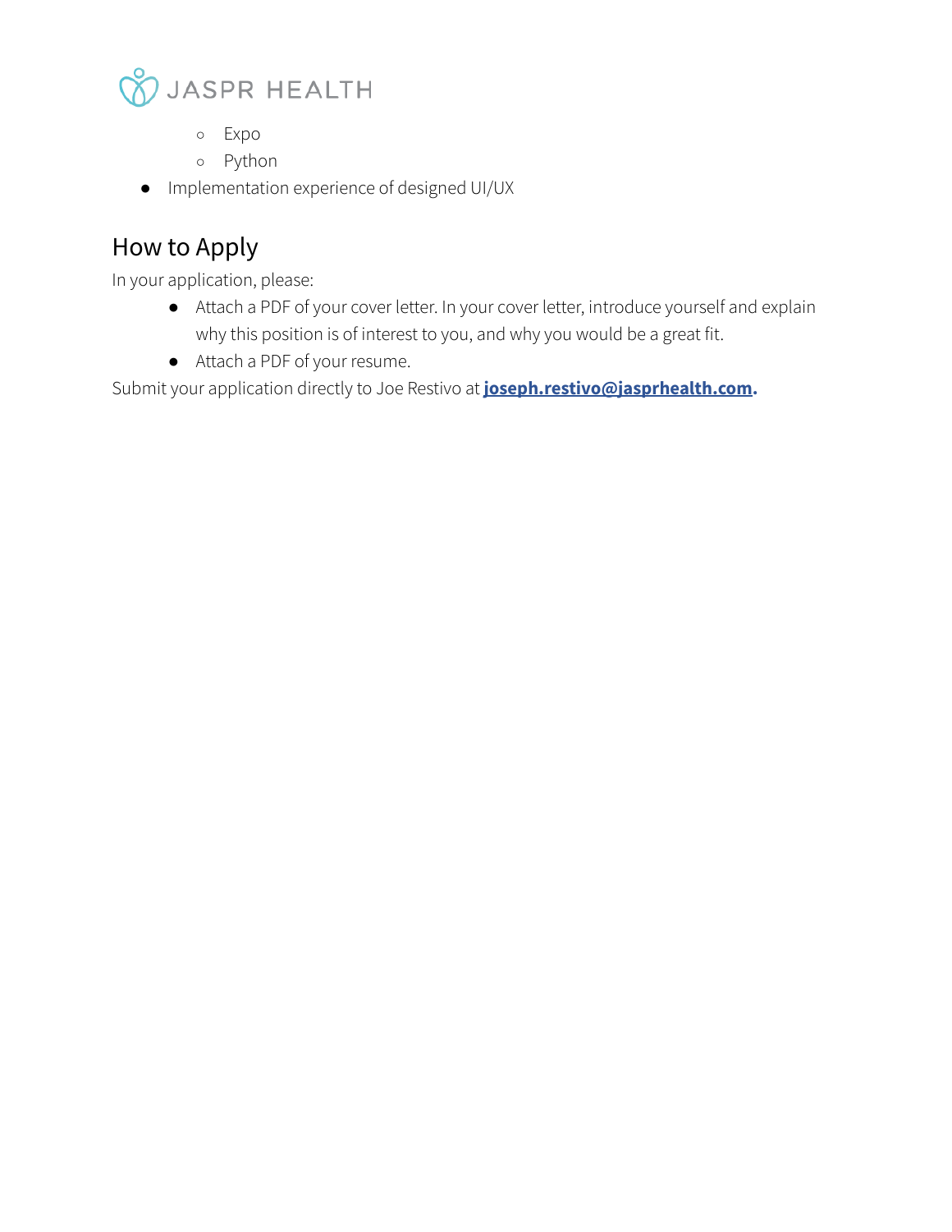- Expo
    - Python
- Implementation experience of designed UI/UX

## How to Apply

In your application, please:

- Attach a PDF of your cover letter. In your cover letter, introduce yourself and explain why this position is of interest to you, and why you would be a great fit.
- Attach a PDF of your resume.

Submit your application directly to Joe Restivo at **joseph.restivo@jasprhealth.com.**